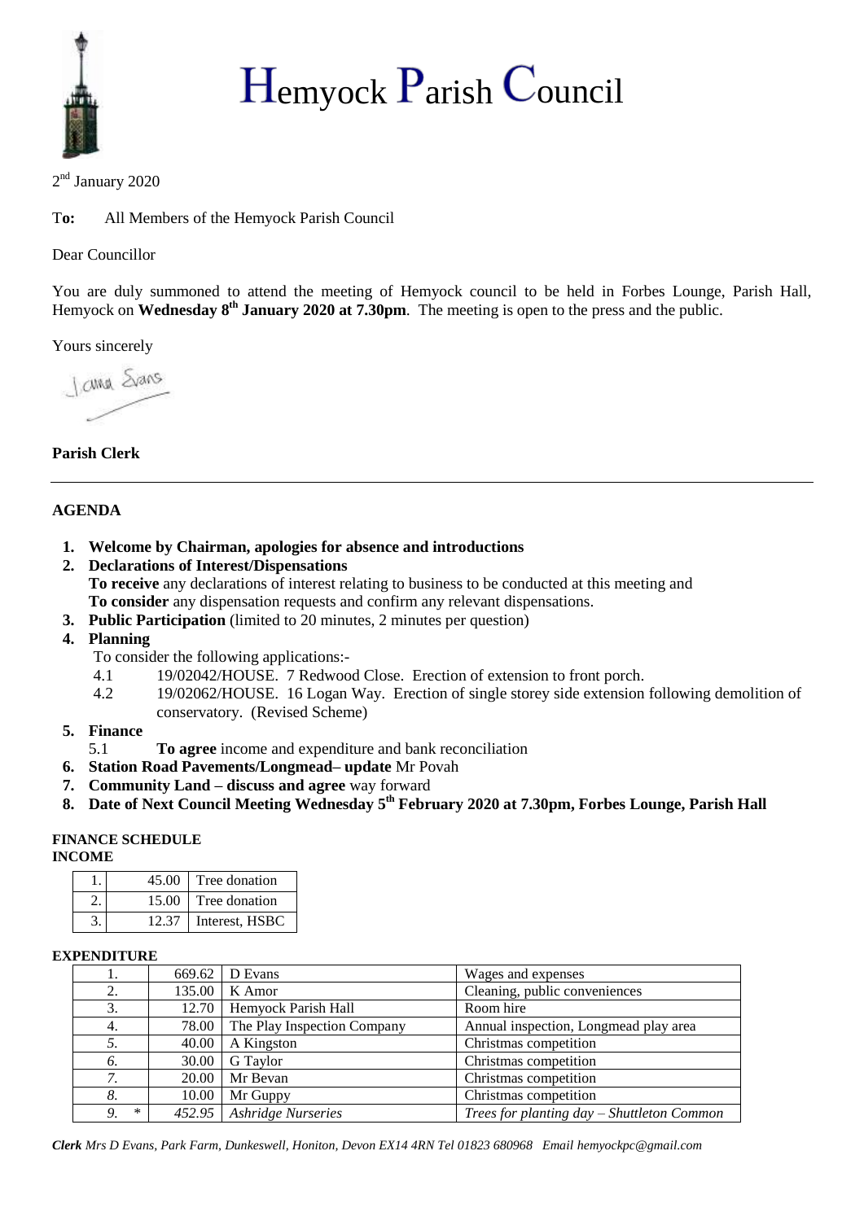# Hemyock Parish Council

2nd January 2020

**To:** All Members of the Hemyock Parish Council

Dear Councillor

You are duly summoned to attend the meeting of Hemyock council to be held in Forbes Lounge, Parish Hall, Hemyock on **Wednesday 8th January 2020 at 7.30pm**. The meeting is open to the press and the public.

Yours sincerely

**Parish Clerk**

---

## AGENDA

1. **Welcome by Chairman, apologies for absence and introductions**
2. **Declarations of Interest/Dispensations**
   **To receive** any declarations of interest relating to business to be conducted at this meeting and
   **To consider** any dispensation requests and confirm any relevant dispensations.
3. **Public Participation** (limited to 20 minutes, 2 minutes per question)
4. **Planning**
   To consider the following applications:-
   4.1 19/02042/HOUSE. 7 Redwood Close. Erection of extension to front porch.
   4.2 19/02062/HOUSE. 16 Logan Way. Erection of single storey side extension following demolition of conservatory. (Revised Scheme)
5. **Finance**
   5.1 **To agree** income and expenditure and bank reconciliation
6. **Station Road Pavements/Longmead– update** Mr Povah
7. **Community Land – discuss and agree** way forward
8. **Date of Next Council Meeting Wednesday 5th February 2020 at 7.30pm, Forbes Lounge, Parish Hall**

**FINANCE SCHEDULE**

**INCOME**

| | | |
|---|---|---|
| 1. | 45.00 | Tree donation |
| 2. | 15.00 | Tree donation |
| 3. | 12.37 | Interest, HSBC |

**EXPENDITURE**

| | | | |
|---|---|---|---|
| 1. | 669.62 | D Evans | Wages and expenses |
| 2. | 135.00 | K Amor | Cleaning, public conveniences |
| 3. | 12.70 | Hemyock Parish Hall | Room hire |
| 4. | 78.00 | The Play Inspection Company | Annual inspection, Longmead play area |
| *5.* | 40.00 | A Kingston | Christmas competition |
| *6.* | 30.00 | G Taylor | Christmas competition |
| *7.* | 20.00 | Mr Bevan | Christmas competition |
| *8.* | 10.00 | Mr Guppy | Christmas competition |
| *9. \** | *452.95* | *Ashridge Nurseries* | *Trees for planting day – Shuttleton Common* |

***Clerk*** *Mrs D Evans, Park Farm, Dunkeswell, Honiton, Devon EX14 4RN Tel 01823 680968 Email hemyockpc@gmail.com*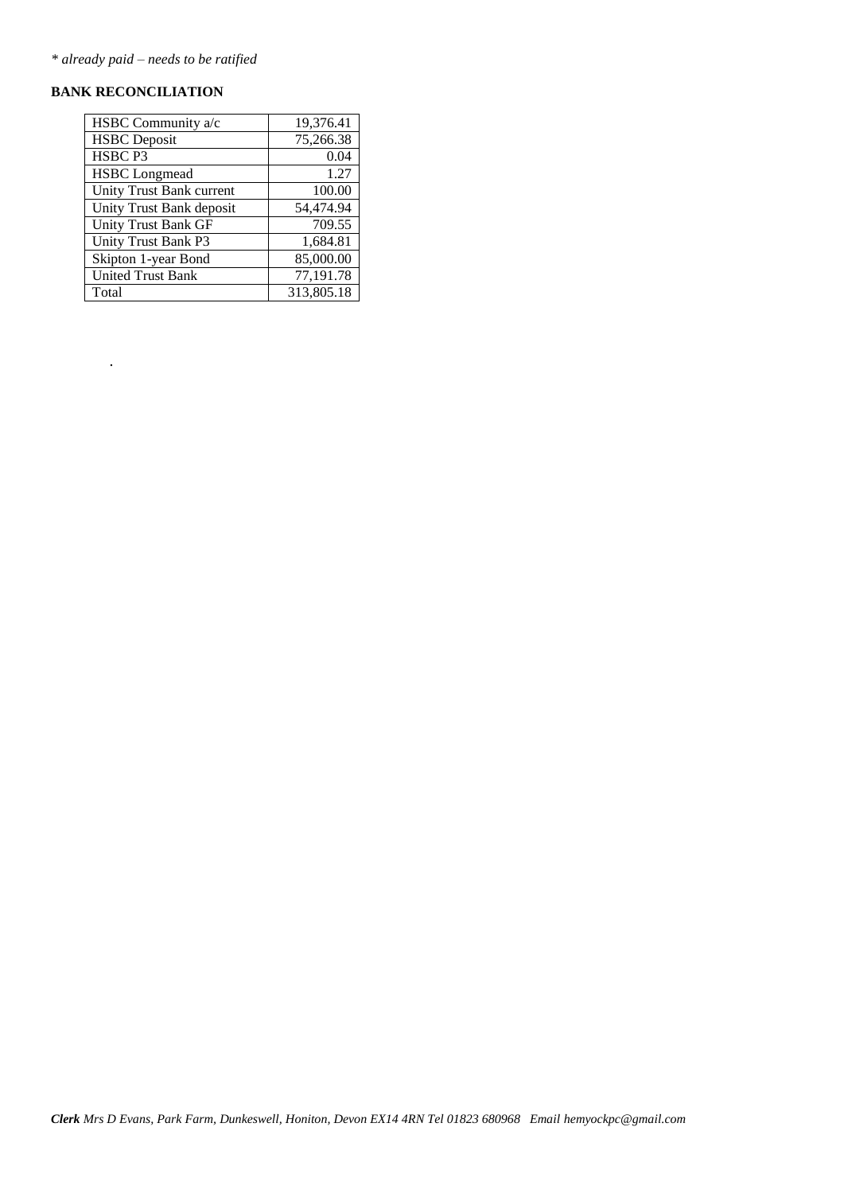*\* already paid – needs to be ratified*

**BANK RECONCILIATION**

| | |
|---|---|
| HSBC Community a/c | 19,376.41 |
| HSBC Deposit | 75,266.38 |
| HSBC P3 | 0.04 |
| HSBC Longmead | 1.27 |
| Unity Trust Bank current | 100.00 |
| Unity Trust Bank deposit | 54,474.94 |
| Unity Trust Bank GF | 709.55 |
| Unity Trust Bank P3 | 1,684.81 |
| Skipton 1-year Bond | 85,000.00 |
| United Trust Bank | 77,191.78 |
| Total | 313,805.18 |

.

***Clerk*** *Mrs D Evans, Park Farm, Dunkeswell, Honiton, Devon EX14 4RN Tel 01823 680968 Email hemyockpc@gmail.com*